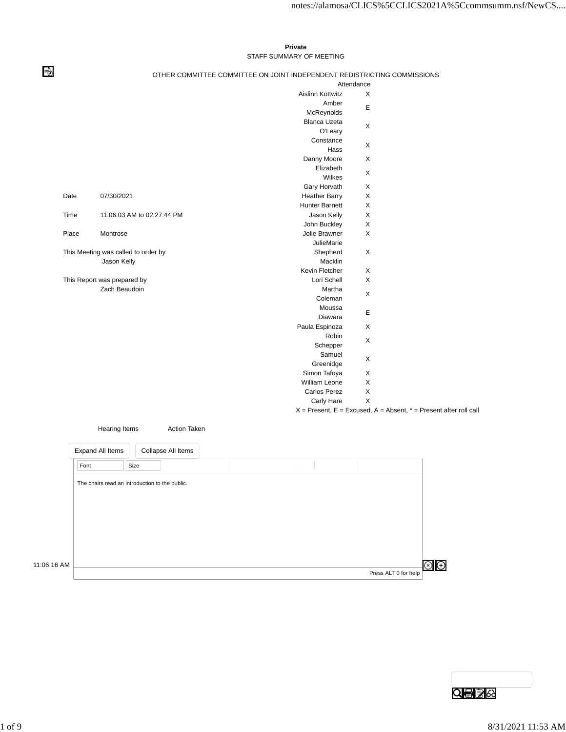**Private**

STAFF SUMMARY OF MEETING

OTHER COMMITTEE COMMITTEE ON JOINT INDEPENDENT REDISTRICTING COMMISSIONS

| | Attendance |
|---|---|
| Aislinn Kottwitz | X |
| Amber McReynolds | E |
| Blanca Uzeta O'Leary | X |
| Constance Hass | X |
| Danny Moore | X |
| Elizabeth Wilkes | X |
| Gary Horvath | X |
| Heather Barry | X |
| Hunter Barnett | X |
| Jason Kelly | X |
| John Buckley | X |
| Jolie Brawner | X |
| JulieMarie Shepherd Macklin | X |
| Kevin Fletcher | X |
| Lori Schell | X |
| Martha Coleman | X |
| Moussa Diawara | E |
| Paula Espinoza | X |
| Robin Schepper | X |
| Samuel Greenidge | X |
| Simon Tafoya | X |
| William Leone | X |
| Carlos Perez | X |
| Carly Hare | X |

X = Present, E = Excused, A = Absent, * = Present after roll call

| | |
|---|---|
| Date | 07/30/2021 |
| Time | 11:06:03 AM to 02:27:44 PM |
| Place | Montrose |

This Meeting was called to order by
Jason Kelly

This Report was prepared by
Zach Beaudoin

| Hearing Items | Action Taken |
|---|---|

11:06:16 AM

The chairs read an introduction to the public.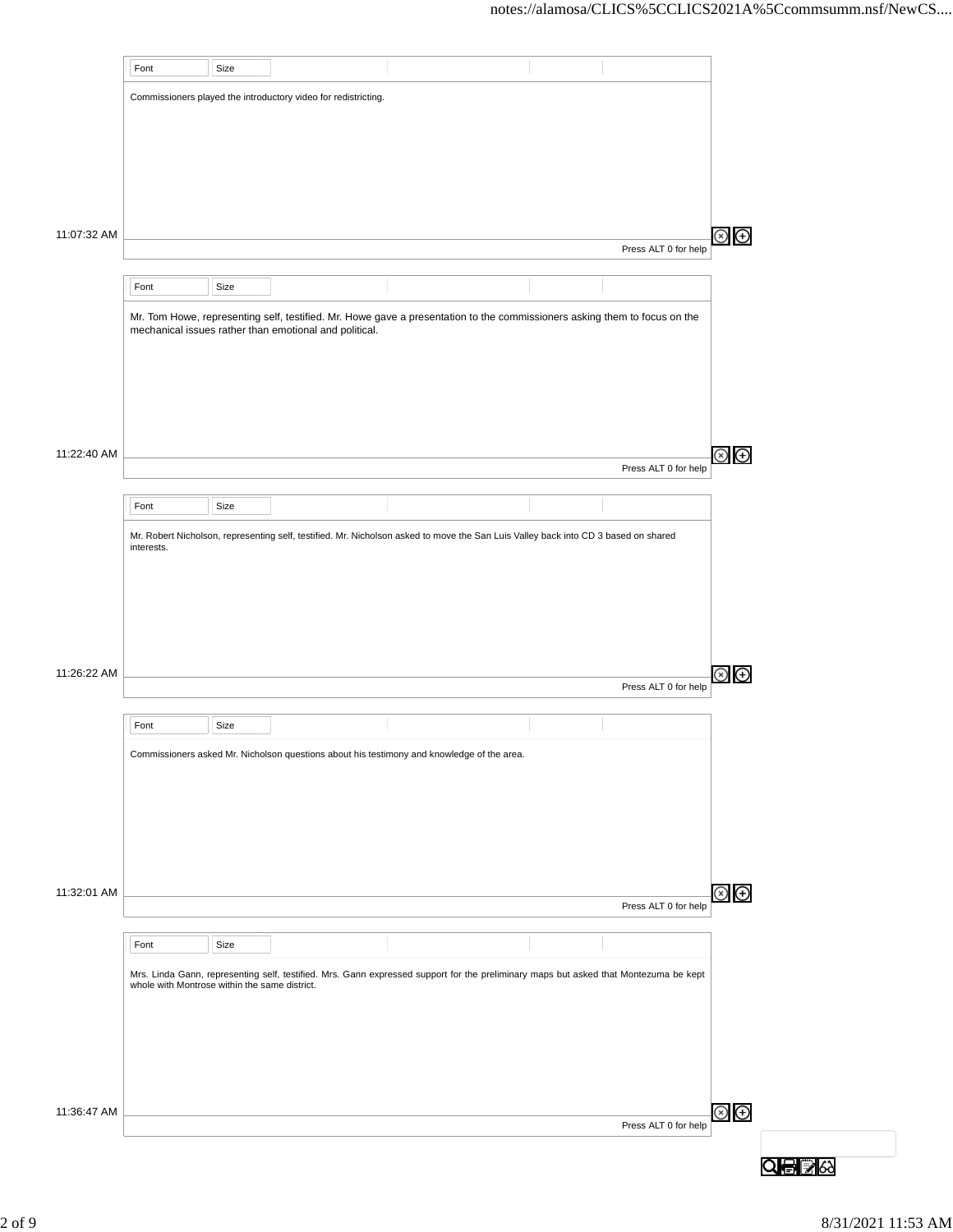Commissioners played the introductory video for redistricting.

11:07:32 AM

Mr. Tom Howe, representing self, testified. Mr. Howe gave a presentation to the commissioners asking them to focus on the mechanical issues rather than emotional and political.

11:22:40 AM

Mr. Robert Nicholson, representing self, testified. Mr. Nicholson asked to move the San Luis Valley back into CD 3 based on shared interests.

11:26:22 AM

Commissioners asked Mr. Nicholson questions about his testimony and knowledge of the area.

11:32:01 AM

Mrs. Linda Gann, representing self, testified. Mrs. Gann expressed support for the preliminary maps but asked that Montezuma be kept whole with Montrose within the same district.

11:36:47 AM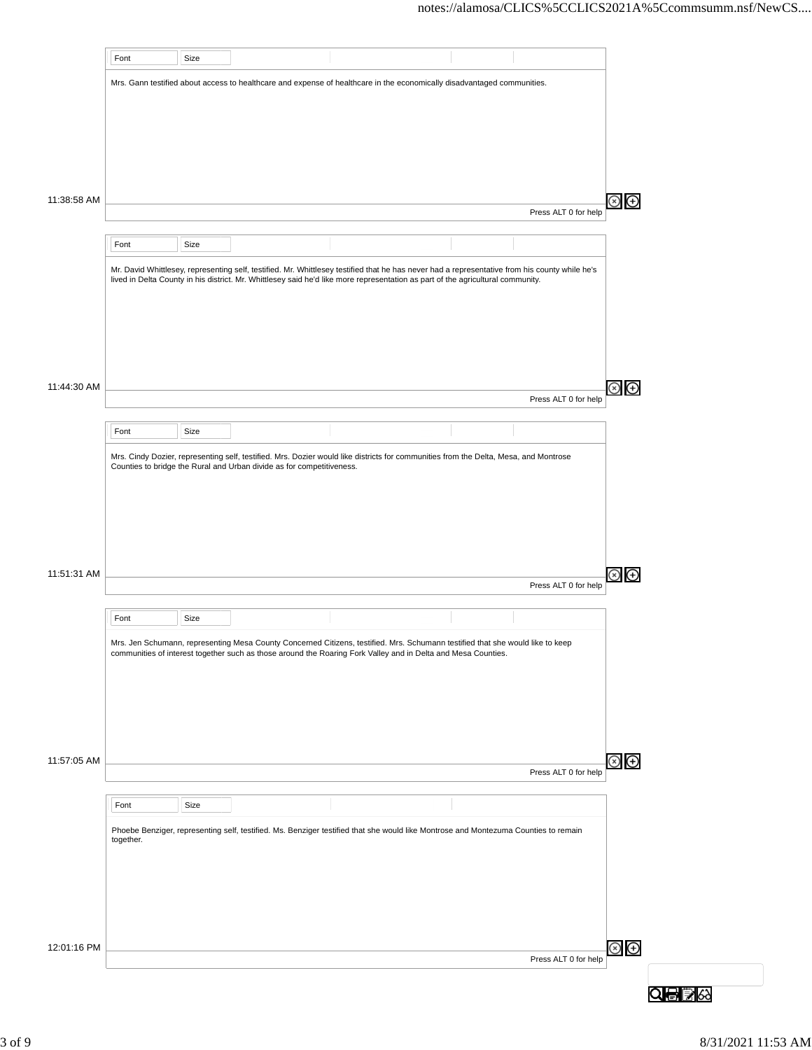Mrs. Gann testified about access to healthcare and expense of healthcare in the economically disadvantaged communities.

11:38:58 AM

Mr. David Whittlesey, representing self, testified. Mr. Whittlesey testified that he has never had a representative from his county while he's lived in Delta County in his district. Mr. Whittlesey said he'd like more representation as part of the agricultural community.

11:44:30 AM

Mrs. Cindy Dozier, representing self, testified. Mrs. Dozier would like districts for communities from the Delta, Mesa, and Montrose Counties to bridge the Rural and Urban divide as for competitiveness.

11:51:31 AM

Mrs. Jen Schumann, representing Mesa County Concerned Citizens, testified. Mrs. Schumann testified that she would like to keep communities of interest together such as those around the Roaring Fork Valley and in Delta and Mesa Counties.

11:57:05 AM

Phoebe Benziger, representing self, testified. Ms. Benziger testified that she would like Montrose and Montezuma Counties to remain together.

12:01:16 PM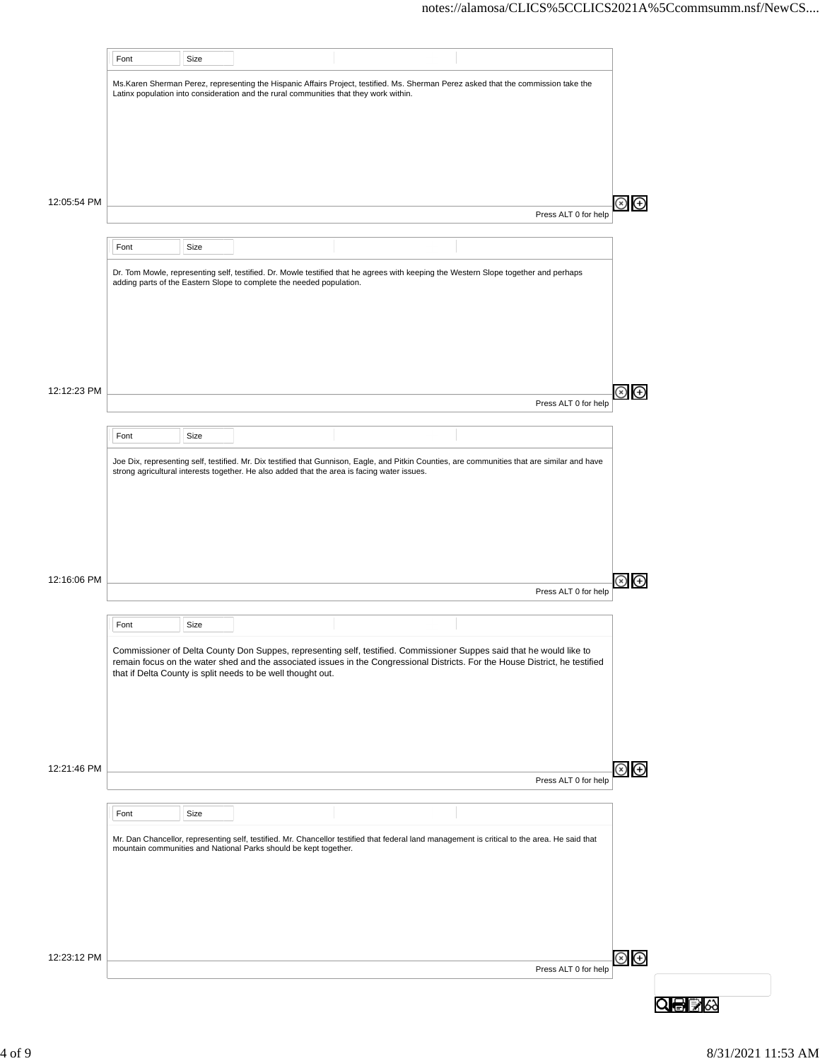Ms.Karen Sherman Perez, representing the Hispanic Affairs Project, testified. Ms. Sherman Perez asked that the commission take the Latinx population into consideration and the rural communities that they work within.

12:05:54 PM

Dr. Tom Mowle, representing self, testified. Dr. Mowle testified that he agrees with keeping the Western Slope together and perhaps adding parts of the Eastern Slope to complete the needed population.

12:12:23 PM

Joe Dix, representing self, testified. Mr. Dix testified that Gunnison, Eagle, and Pitkin Counties, are communities that are similar and have strong agricultural interests together. He also added that the area is facing water issues.

12:16:06 PM

Commissioner of Delta County Don Suppes, representing self, testified. Commissioner Suppes said that he would like to remain focus on the water shed and the associated issues in the Congressional Districts. For the House District, he testified that if Delta County is split needs to be well thought out.

12:21:46 PM

Mr. Dan Chancellor, representing self, testified. Mr. Chancellor testified that federal land management is critical to the area. He said that mountain communities and National Parks should be kept together.

12:23:12 PM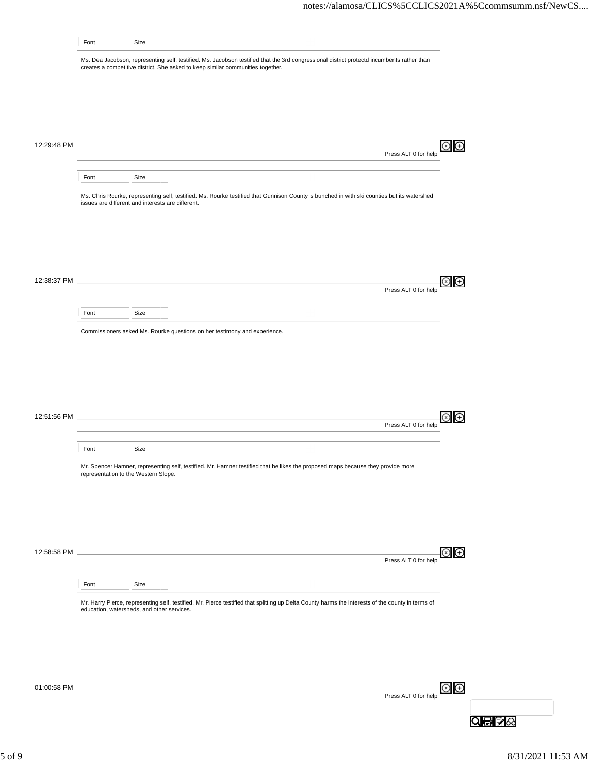12:29:48 PM

Ms. Dea Jacobson, representing self, testified. Ms. Jacobson testified that the 3rd congressional district protectd incumbents rather than creates a competitive district. She asked to keep similar communities together.

12:38:37 PM

Ms. Chris Rourke, representing self, testified. Ms. Rourke testified that Gunnison County is bunched in with ski counties but its watershed issues are different and interests are different.

12:51:56 PM

Commissioners asked Ms. Rourke questions on her testimony and experience.

12:58:58 PM

Mr. Spencer Hamner, representing self, testified. Mr. Hamner testified that he likes the proposed maps because they provide more representation to the Western Slope.

01:00:58 PM

Mr. Harry Pierce, representing self, testified. Mr. Pierce testified that splitting up Delta County harms the interests of the county in terms of education, watersheds, and other services.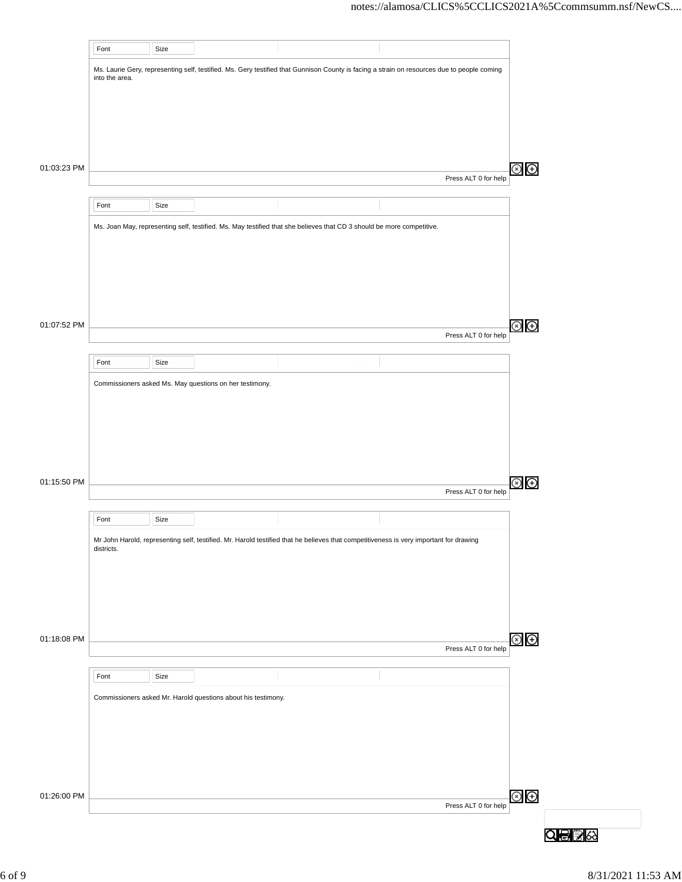01:03:23 PM

Ms. Laurie Gery, representing self, testified. Ms. Gery testified that Gunnison County is facing a strain on resources due to people coming into the area.

01:07:52 PM

Ms. Joan May, representing self, testified. Ms. May testified that she believes that CD 3 should be more competitive.

01:15:50 PM

Commissioners asked Ms. May questions on her testimony.

01:18:08 PM

Mr John Harold, representing self, testified. Mr. Harold testified that he believes that competitiveness is very important for drawing districts.

01:26:00 PM

Commissioners asked Mr. Harold questions about his testimony.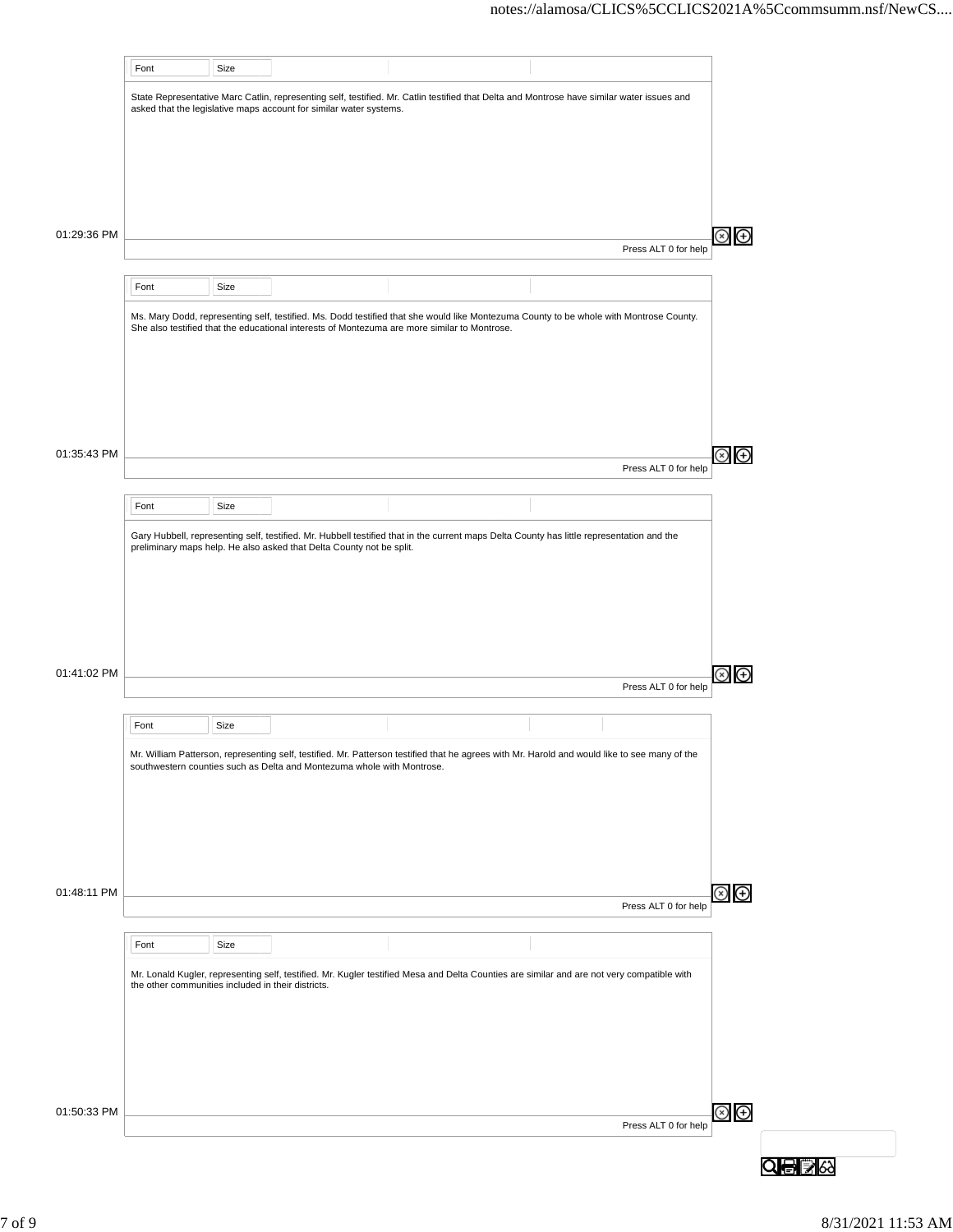State Representative Marc Catlin, representing self, testified. Mr. Catlin testified that Delta and Montrose have similar water issues and asked that the legislative maps account for similar water systems.

01:29:36 PM

Ms. Mary Dodd, representing self, testified. Ms. Dodd testified that she would like Montezuma County to be whole with Montrose County. She also testified that the educational interests of Montezuma are more similar to Montrose.

01:35:43 PM

Gary Hubbell, representing self, testified. Mr. Hubbell testified that in the current maps Delta County has little representation and the preliminary maps help. He also asked that Delta County not be split.

01:41:02 PM

Mr. William Patterson, representing self, testified. Mr. Patterson testified that he agrees with Mr. Harold and would like to see many of the southwestern counties such as Delta and Montezuma whole with Montrose.

01:48:11 PM

Mr. Lonald Kugler, representing self, testified. Mr. Kugler testified Mesa and Delta Counties are similar and are not very compatible with the other communities included in their districts.

01:50:33 PM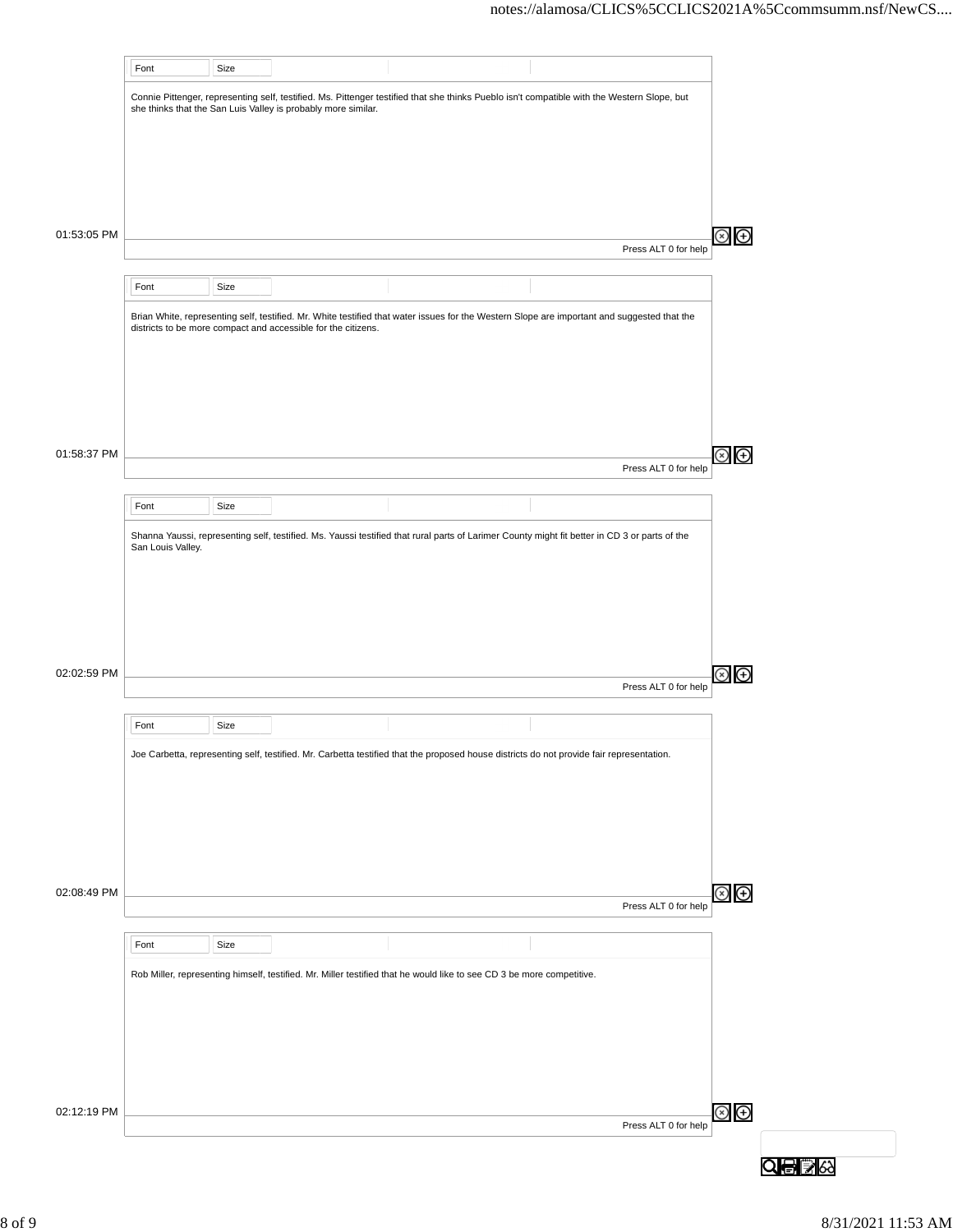Connie Pittenger, representing self, testified. Ms. Pittenger testified that she thinks Pueblo isn't compatible with the Western Slope, but she thinks that the San Luis Valley is probably more similar.

01:53:05 PM

Brian White, representing self, testified. Mr. White testified that water issues for the Western Slope are important and suggested that the districts to be more compact and accessible for the citizens.

01:58:37 PM

Shanna Yaussi, representing self, testified. Ms. Yaussi testified that rural parts of Larimer County might fit better in CD 3 or parts of the San Louis Valley.

02:02:59 PM

Joe Carbetta, representing self, testified. Mr. Carbetta testified that the proposed house districts do not provide fair representation.

02:08:49 PM

Rob Miller, representing himself, testified. Mr. Miller testified that he would like to see CD 3 be more competitive.

02:12:19 PM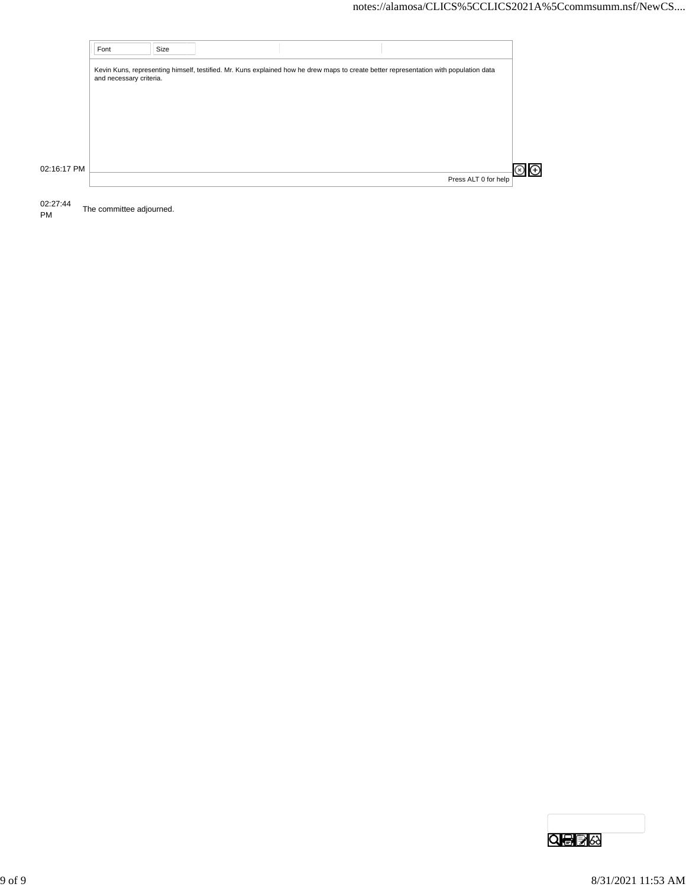02:16:17 PM

Kevin Kuns, representing himself, testified. Mr. Kuns explained how he drew maps to create better representation with population data and necessary criteria.

02:27:44 PM

The committee adjourned.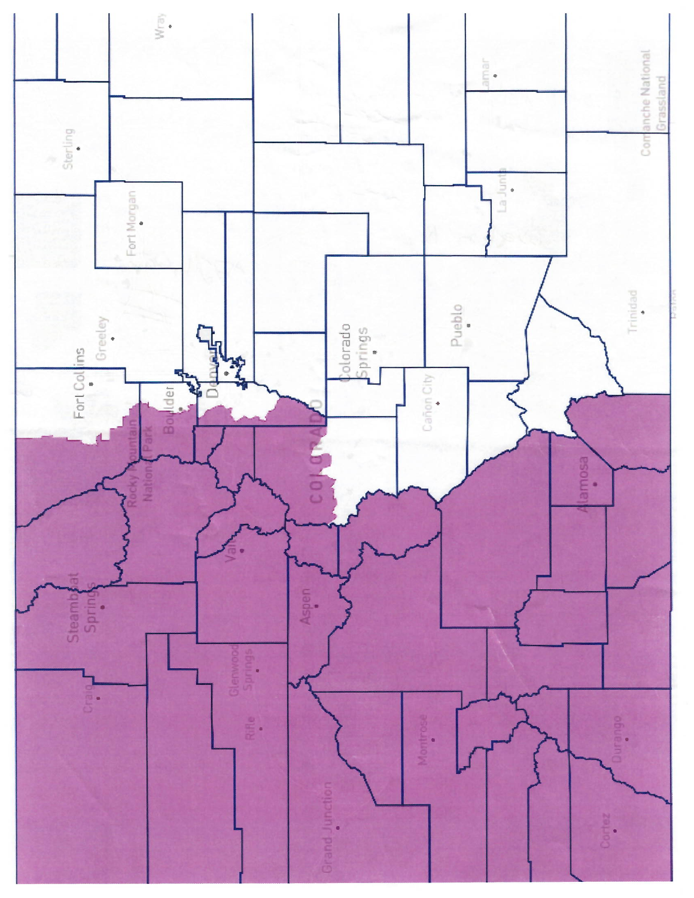Wray

Lamar

Comanche National Grassland

Sterling

Fort Morgan

La Junta

Greeley

Fort Collins

Boulder

Denver

Colorado Springs

Pueblo

Trinidad

Cañon City

COLORADO

Rocky Mountain National Park

Alamosa

Vail

Steamboat Springs

Aspen

Craig

Glenwood Springs

Rifle

Montrose

Durango

Grand Junction

Cortez